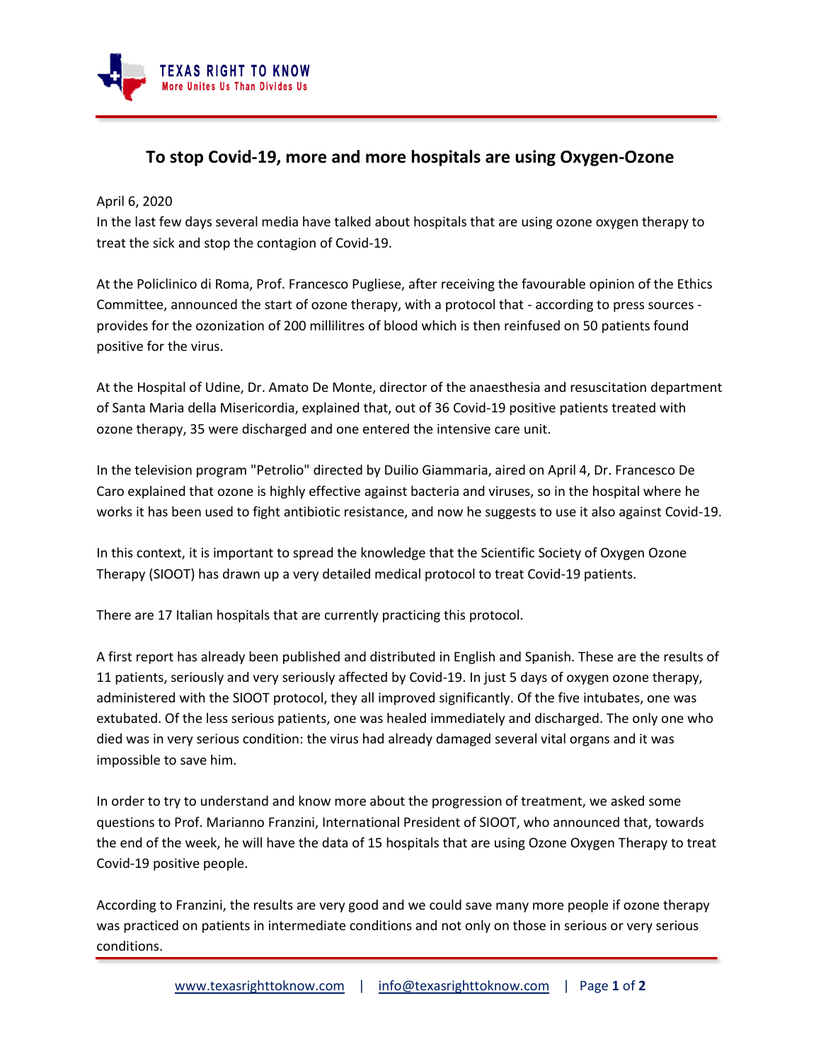# To stop Covid-19, more and more hospitals are using Oxygen-Ozone

April 6, 2020
In the last few days several media have talked about hospitals that are using ozone oxygen therapy to treat the sick and stop the contagion of Covid-19.

At the Policlinico di Roma, Prof. Francesco Pugliese, after receiving the favourable opinion of the Ethics Committee, announced the start of ozone therapy, with a protocol that - according to press sources - provides for the ozonization of 200 millilitres of blood which is then reinfused on 50 patients found positive for the virus.

At the Hospital of Udine, Dr. Amato De Monte, director of the anaesthesia and resuscitation department of Santa Maria della Misericordia, explained that, out of 36 Covid-19 positive patients treated with ozone therapy, 35 were discharged and one entered the intensive care unit.

In the television program "Petrolio" directed by Duilio Giammaria, aired on April 4, Dr. Francesco De Caro explained that ozone is highly effective against bacteria and viruses, so in the hospital where he works it has been used to fight antibiotic resistance, and now he suggests to use it also against Covid-19.

In this context, it is important to spread the knowledge that the Scientific Society of Oxygen Ozone Therapy (SIOOT) has drawn up a very detailed medical protocol to treat Covid-19 patients.

There are 17 Italian hospitals that are currently practicing this protocol.

A first report has already been published and distributed in English and Spanish. These are the results of 11 patients, seriously and very seriously affected by Covid-19. In just 5 days of oxygen ozone therapy, administered with the SIOOT protocol, they all improved significantly. Of the five intubates, one was extubated. Of the less serious patients, one was healed immediately and discharged. The only one who died was in very serious condition: the virus had already damaged several vital organs and it was impossible to save him.

In order to try to understand and know more about the progression of treatment, we asked some questions to Prof. Marianno Franzini, International President of SIOOT, who announced that, towards the end of the week, he will have the data of 15 hospitals that are using Ozone Oxygen Therapy to treat Covid-19 positive people.

According to Franzini, the results are very good and we could save many more people if ozone therapy was practiced on patients in intermediate conditions and not only on those in serious or very serious conditions.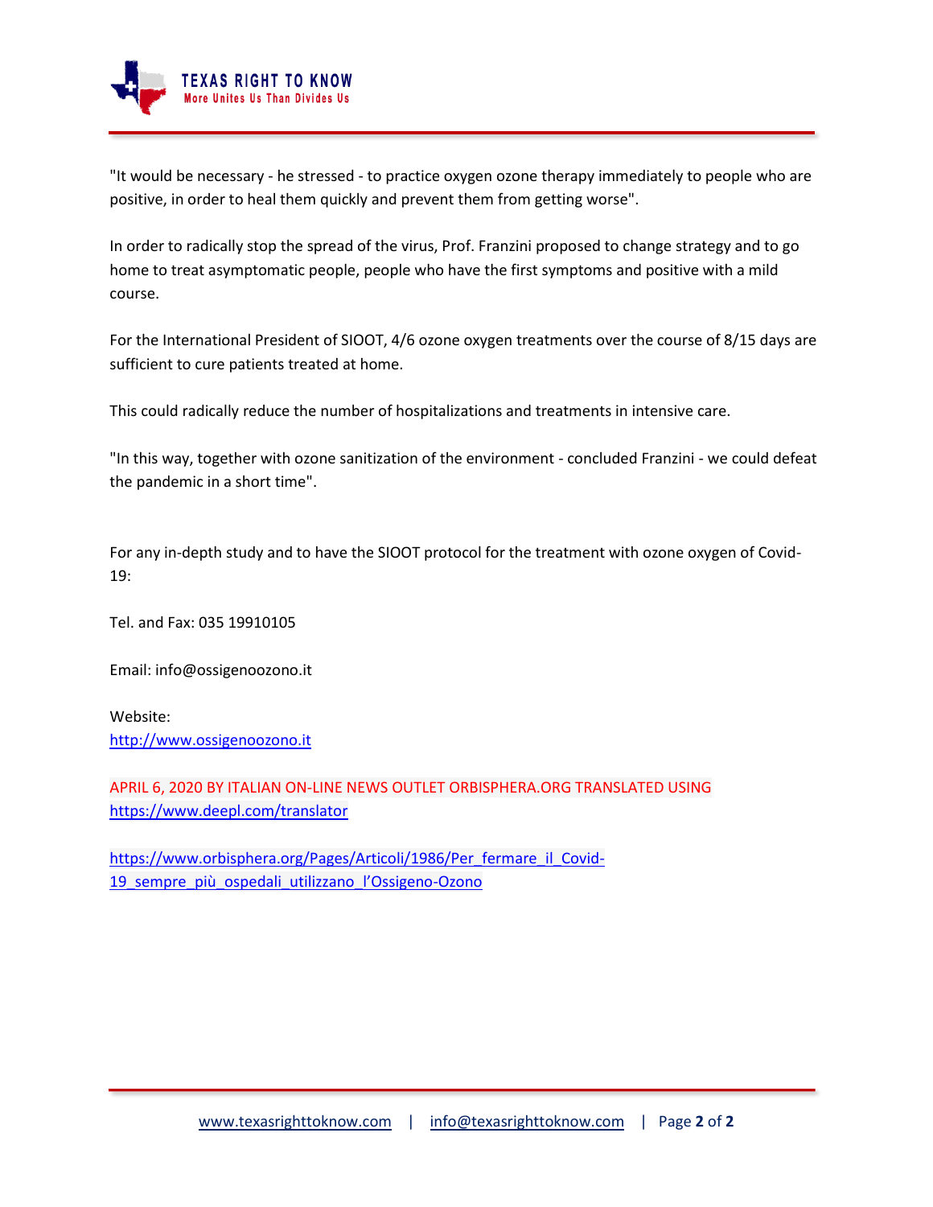"It would be necessary - he stressed - to practice oxygen ozone therapy immediately to people who are positive, in order to heal them quickly and prevent them from getting worse".

In order to radically stop the spread of the virus, Prof. Franzini proposed to change strategy and to go home to treat asymptomatic people, people who have the first symptoms and positive with a mild course.

For the International President of SIOOT, 4/6 ozone oxygen treatments over the course of 8/15 days are sufficient to cure patients treated at home.

This could radically reduce the number of hospitalizations and treatments in intensive care.

"In this way, together with ozone sanitization of the environment - concluded Franzini - we could defeat the pandemic in a short time".

For any in-depth study and to have the SIOOT protocol for the treatment with ozone oxygen of Covid-19:

Tel. and Fax: 035 19910105

Email: info@ossigenoozono.it

Website:
http://www.ossigenoozono.it

APRIL 6, 2020 BY ITALIAN ON-LINE NEWS OUTLET ORBISPHERA.ORG TRANSLATED USING https://www.deepl.com/translator

https://www.orbisphera.org/Pages/Articoli/1986/Per_fermare_il_Covid-19_sempre_più_ospedali_utilizzano_l'Ossigeno-Ozono